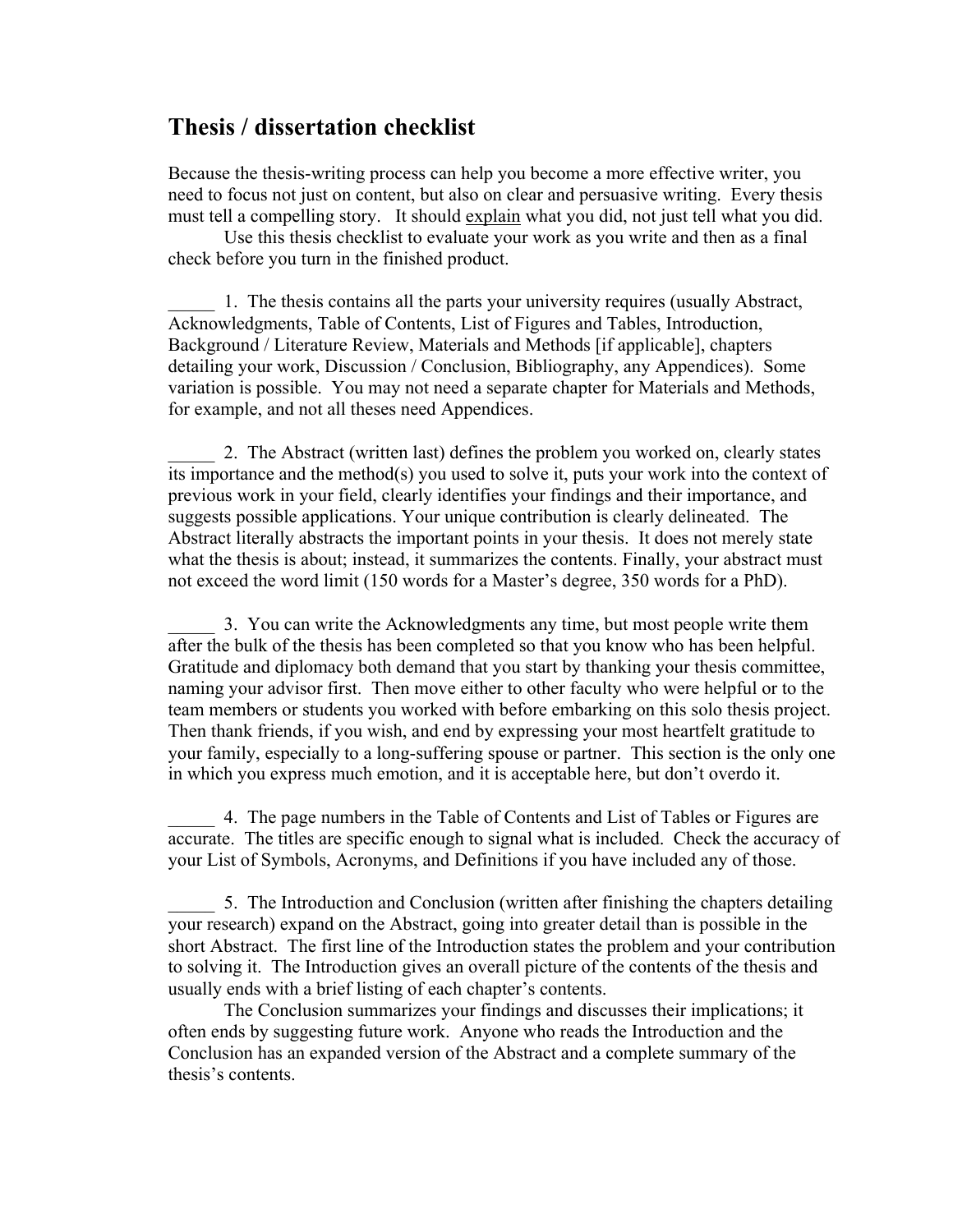# Thesis / dissertation checklist

Because the thesis-writing process can help you become a more effective writer, you need to focus not just on content, but also on clear and persuasive writing. Every thesis must tell a compelling story. It should <u>explain</u> what you did, not just tell what you did.

Use this thesis checklist to evaluate your work as you write and then as a final check before you turn in the finished product.

_____ 1. The thesis contains all the parts your university requires (usually Abstract, Acknowledgments, Table of Contents, List of Figures and Tables, Introduction, Background / Literature Review, Materials and Methods [if applicable], chapters detailing your work, Discussion / Conclusion, Bibliography, any Appendices). Some variation is possible. You may not need a separate chapter for Materials and Methods, for example, and not all theses need Appendices.

_____ 2. The Abstract (written last) defines the problem you worked on, clearly states its importance and the method(s) you used to solve it, puts your work into the context of previous work in your field, clearly identifies your findings and their importance, and suggests possible applications. Your unique contribution is clearly delineated. The Abstract literally abstracts the important points in your thesis. It does not merely state what the thesis is about; instead, it summarizes the contents. Finally, your abstract must not exceed the word limit (150 words for a Master's degree, 350 words for a PhD).

_____ 3. You can write the Acknowledgments any time, but most people write them after the bulk of the thesis has been completed so that you know who has been helpful. Gratitude and diplomacy both demand that you start by thanking your thesis committee, naming your advisor first. Then move either to other faculty who were helpful or to the team members or students you worked with before embarking on this solo thesis project. Then thank friends, if you wish, and end by expressing your most heartfelt gratitude to your family, especially to a long-suffering spouse or partner. This section is the only one in which you express much emotion, and it is acceptable here, but don't overdo it.

_____ 4. The page numbers in the Table of Contents and List of Tables or Figures are accurate. The titles are specific enough to signal what is included. Check the accuracy of your List of Symbols, Acronyms, and Definitions if you have included any of those.

_____ 5. The Introduction and Conclusion (written after finishing the chapters detailing your research) expand on the Abstract, going into greater detail than is possible in the short Abstract. The first line of the Introduction states the problem and your contribution to solving it. The Introduction gives an overall picture of the contents of the thesis and usually ends with a brief listing of each chapter's contents.

The Conclusion summarizes your findings and discusses their implications; it often ends by suggesting future work. Anyone who reads the Introduction and the Conclusion has an expanded version of the Abstract and a complete summary of the thesis's contents.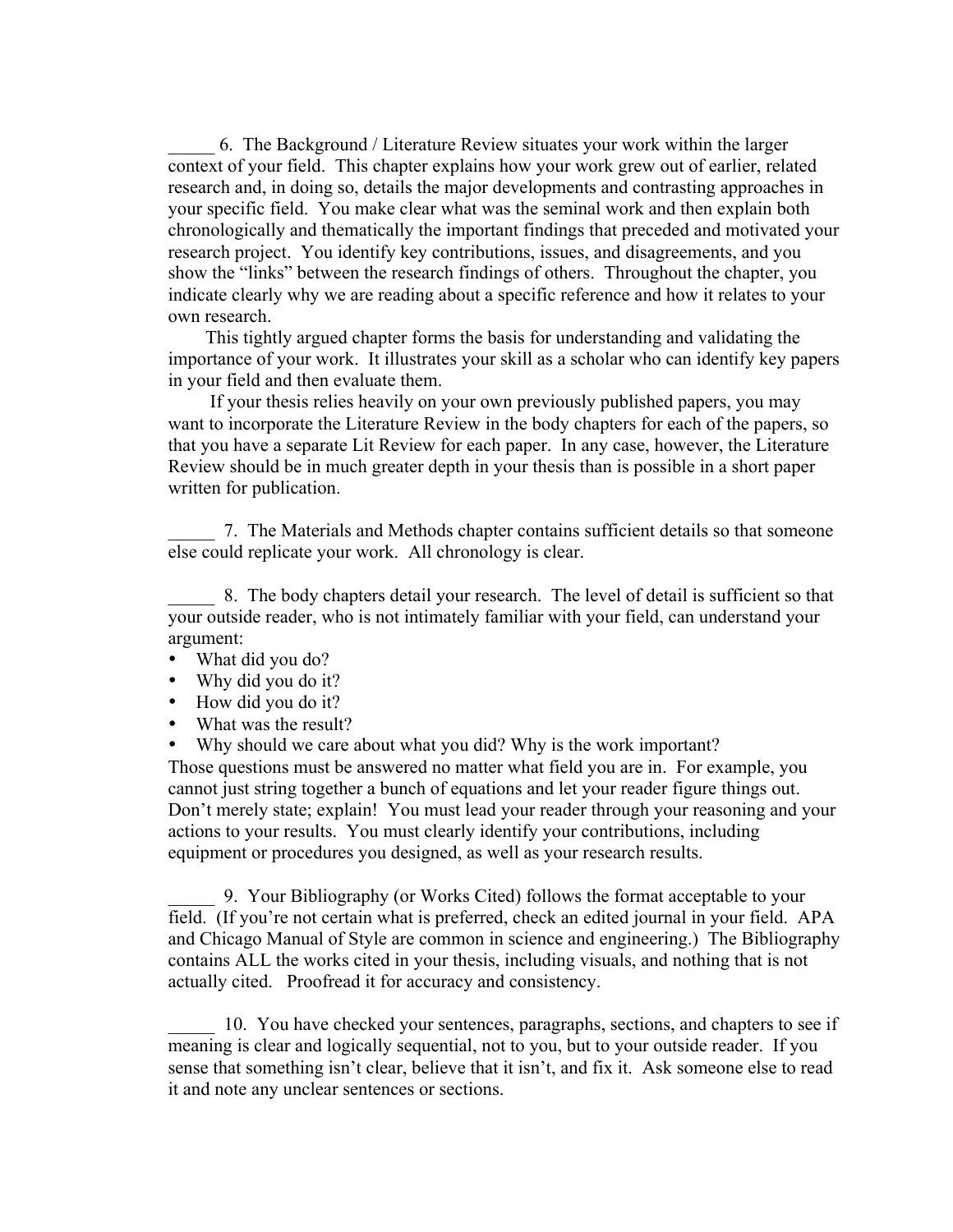_____ 6. The Background / Literature Review situates your work within the larger context of your field. This chapter explains how your work grew out of earlier, related research and, in doing so, details the major developments and contrasting approaches in your specific field. You make clear what was the seminal work and then explain both chronologically and thematically the important findings that preceded and motivated your research project. You identify key contributions, issues, and disagreements, and you show the "links" between the research findings of others. Throughout the chapter, you indicate clearly why we are reading about a specific reference and how it relates to your own research.

This tightly argued chapter forms the basis for understanding and validating the importance of your work. It illustrates your skill as a scholar who can identify key papers in your field and then evaluate them.

If your thesis relies heavily on your own previously published papers, you may want to incorporate the Literature Review in the body chapters for each of the papers, so that you have a separate Lit Review for each paper. In any case, however, the Literature Review should be in much greater depth in your thesis than is possible in a short paper written for publication.

_____ 7. The Materials and Methods chapter contains sufficient details so that someone else could replicate your work. All chronology is clear.

_____ 8. The body chapters detail your research. The level of detail is sufficient so that your outside reader, who is not intimately familiar with your field, can understand your argument:

- What did you do?
- Why did you do it?
- How did you do it?
- What was the result?
- Why should we care about what you did? Why is the work important?

Those questions must be answered no matter what field you are in. For example, you cannot just string together a bunch of equations and let your reader figure things out. Don't merely state; explain! You must lead your reader through your reasoning and your actions to your results. You must clearly identify your contributions, including equipment or procedures you designed, as well as your research results.

_____ 9. Your Bibliography (or Works Cited) follows the format acceptable to your field. (If you're not certain what is preferred, check an edited journal in your field. APA and Chicago Manual of Style are common in science and engineering.) The Bibliography contains ALL the works cited in your thesis, including visuals, and nothing that is not actually cited. Proofread it for accuracy and consistency.

_____ 10. You have checked your sentences, paragraphs, sections, and chapters to see if meaning is clear and logically sequential, not to you, but to your outside reader. If you sense that something isn't clear, believe that it isn't, and fix it. Ask someone else to read it and note any unclear sentences or sections.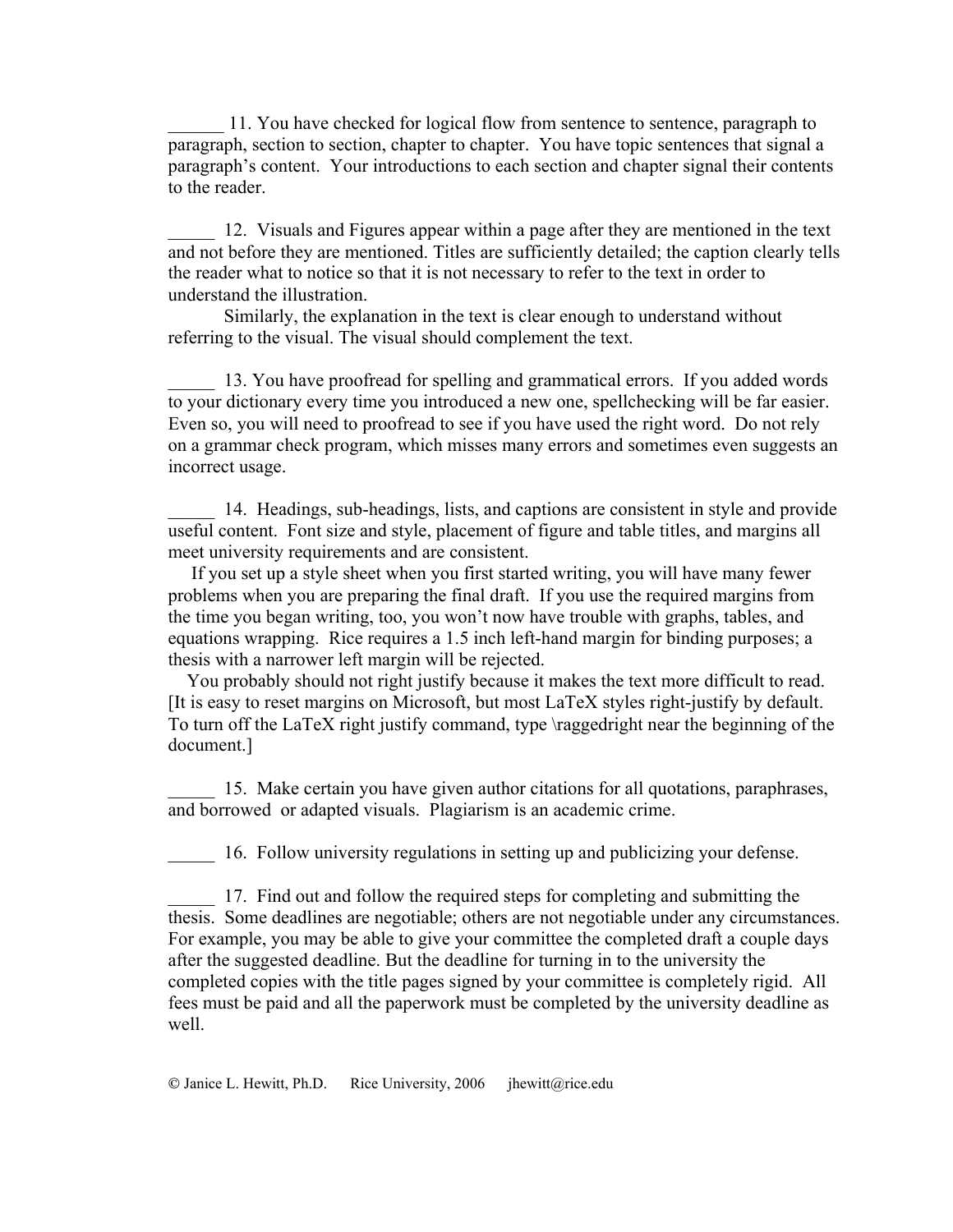______ 11. You have checked for logical flow from sentence to sentence, paragraph to paragraph, section to section, chapter to chapter. You have topic sentences that signal a paragraph's content. Your introductions to each section and chapter signal their contents to the reader.

_____ 12. Visuals and Figures appear within a page after they are mentioned in the text and not before they are mentioned. Titles are sufficiently detailed; the caption clearly tells the reader what to notice so that it is not necessary to refer to the text in order to understand the illustration.

Similarly, the explanation in the text is clear enough to understand without referring to the visual. The visual should complement the text.

_____ 13. You have proofread for spelling and grammatical errors. If you added words to your dictionary every time you introduced a new one, spellchecking will be far easier. Even so, you will need to proofread to see if you have used the right word. Do not rely on a grammar check program, which misses many errors and sometimes even suggests an incorrect usage.

_____ 14. Headings, sub-headings, lists, and captions are consistent in style and provide useful content. Font size and style, placement of figure and table titles, and margins all meet university requirements and are consistent.

If you set up a style sheet when you first started writing, you will have many fewer problems when you are preparing the final draft. If you use the required margins from the time you began writing, too, you won't now have trouble with graphs, tables, and equations wrapping. Rice requires a 1.5 inch left-hand margin for binding purposes; a thesis with a narrower left margin will be rejected.

You probably should not right justify because it makes the text more difficult to read. [It is easy to reset margins on Microsoft, but most LaTeX styles right-justify by default. To turn off the LaTeX right justify command, type \raggedright near the beginning of the document.]

_____ 15. Make certain you have given author citations for all quotations, paraphrases, and borrowed or adapted visuals. Plagiarism is an academic crime.

_____ 16. Follow university regulations in setting up and publicizing your defense.

_____ 17. Find out and follow the required steps for completing and submitting the thesis. Some deadlines are negotiable; others are not negotiable under any circumstances. For example, you may be able to give your committee the completed draft a couple days after the suggested deadline. But the deadline for turning in to the university the completed copies with the title pages signed by your committee is completely rigid. All fees must be paid and all the paperwork must be completed by the university deadline as well.

© Janice L. Hewitt, Ph.D. Rice University, 2006 jhewitt@rice.edu